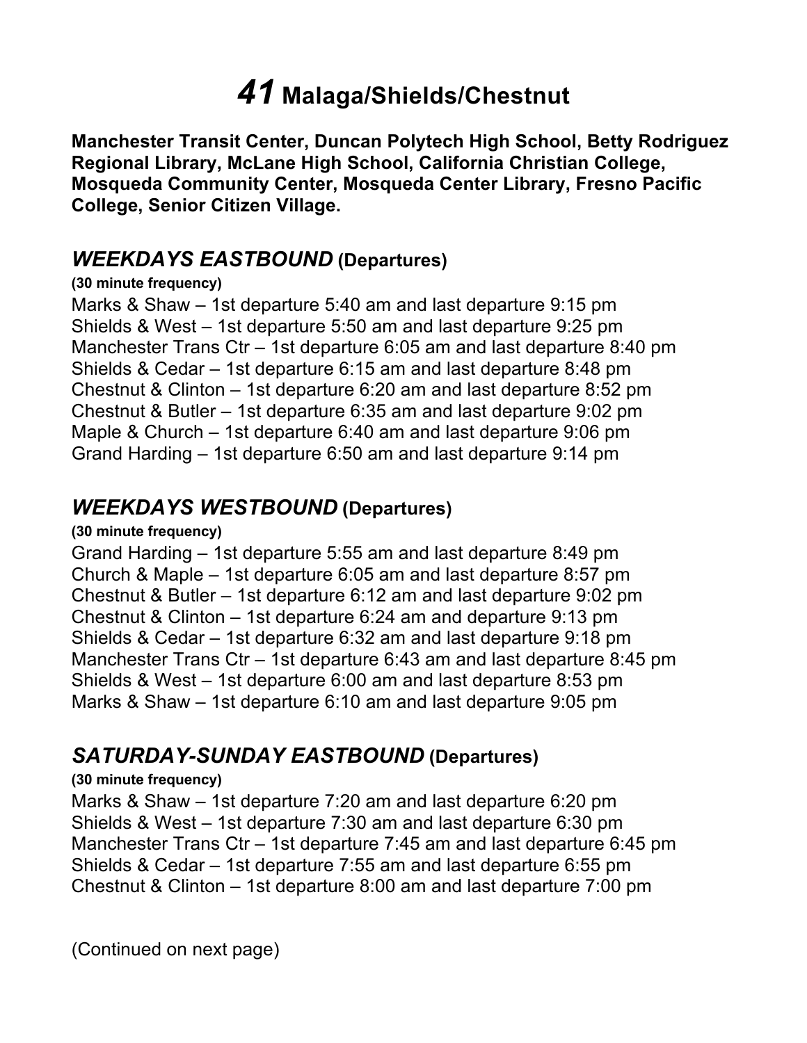# *41* Malaga/Shields/Chestnut

**Manchester Transit Center, Duncan Polytech High School, Betty Rodriguez Regional Library, McLane High School, California Christian College, Mosqueda Community Center, Mosqueda Center Library, Fresno Pacific College, Senior Citizen Village.**

## *WEEKDAYS EASTBOUND* (Departures)

**(30 minute frequency)**

Marks & Shaw – 1st departure 5:40 am and last departure 9:15 pm
Shields & West – 1st departure 5:50 am and last departure 9:25 pm
Manchester Trans Ctr – 1st departure 6:05 am and last departure 8:40 pm
Shields & Cedar – 1st departure 6:15 am and last departure 8:48 pm
Chestnut & Clinton – 1st departure 6:20 am and last departure 8:52 pm
Chestnut & Butler – 1st departure 6:35 am and last departure 9:02 pm
Maple & Church – 1st departure 6:40 am and last departure 9:06 pm
Grand Harding – 1st departure 6:50 am and last departure 9:14 pm

## *WEEKDAYS WESTBOUND* (Departures)

**(30 minute frequency)**

Grand Harding – 1st departure 5:55 am and last departure 8:49 pm
Church & Maple – 1st departure 6:05 am and last departure 8:57 pm
Chestnut & Butler – 1st departure 6:12 am and last departure 9:02 pm
Chestnut & Clinton – 1st departure 6:24 am and departure 9:13 pm
Shields & Cedar – 1st departure 6:32 am and last departure 9:18 pm
Manchester Trans Ctr – 1st departure 6:43 am and last departure 8:45 pm
Shields & West – 1st departure 6:00 am and last departure 8:53 pm
Marks & Shaw – 1st departure 6:10 am and last departure 9:05 pm

## *SATURDAY-SUNDAY EASTBOUND* (Departures)

**(30 minute frequency)**

Marks & Shaw – 1st departure 7:20 am and last departure 6:20 pm
Shields & West – 1st departure 7:30 am and last departure 6:30 pm
Manchester Trans Ctr – 1st departure 7:45 am and last departure 6:45 pm
Shields & Cedar – 1st departure 7:55 am and last departure 6:55 pm
Chestnut & Clinton – 1st departure 8:00 am and last departure 7:00 pm

(Continued on next page)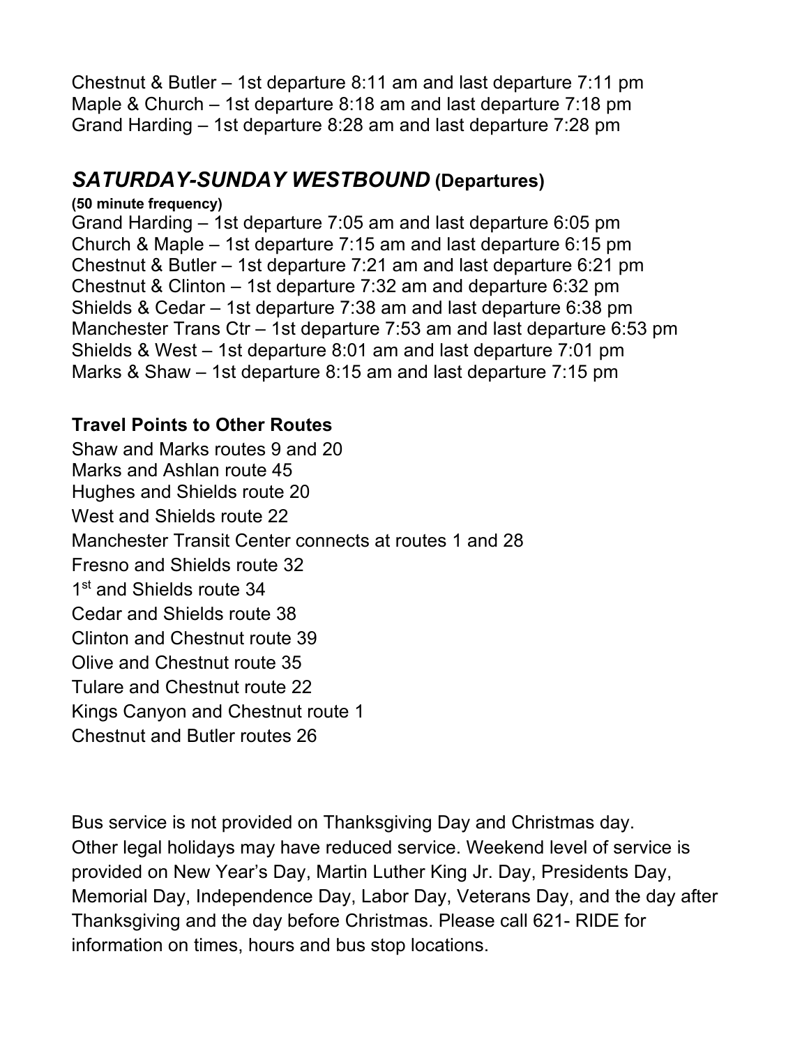Chestnut & Butler – 1st departure 8:11 am and last departure 7:11 pm
Maple & Church – 1st departure 8:18 am and last departure 7:18 pm
Grand Harding – 1st departure 8:28 am and last departure 7:28 pm

## *SATURDAY-SUNDAY WESTBOUND* (Departures)

**(50 minute frequency)**

Grand Harding – 1st departure 7:05 am and last departure 6:05 pm
Church & Maple – 1st departure 7:15 am and last departure 6:15 pm
Chestnut & Butler – 1st departure 7:21 am and last departure 6:21 pm
Chestnut & Clinton – 1st departure 7:32 am and departure 6:32 pm
Shields & Cedar – 1st departure 7:38 am and last departure 6:38 pm
Manchester Trans Ctr – 1st departure 7:53 am and last departure 6:53 pm
Shields & West – 1st departure 8:01 am and last departure 7:01 pm
Marks & Shaw – 1st departure 8:15 am and last departure 7:15 pm

### Travel Points to Other Routes

Shaw and Marks routes 9 and 20
Marks and Ashlan route 45
Hughes and Shields route 20
West and Shields route 22
Manchester Transit Center connects at routes 1 and 28
Fresno and Shields route 32
1st and Shields route 34
Cedar and Shields route 38
Clinton and Chestnut route 39
Olive and Chestnut route 35
Tulare and Chestnut route 22
Kings Canyon and Chestnut route 1
Chestnut and Butler routes 26

Bus service is not provided on Thanksgiving Day and Christmas day.
Other legal holidays may have reduced service. Weekend level of service is provided on New Year's Day, Martin Luther King Jr. Day, Presidents Day, Memorial Day, Independence Day, Labor Day, Veterans Day, and the day after Thanksgiving and the day before Christmas. Please call 621- RIDE for information on times, hours and bus stop locations.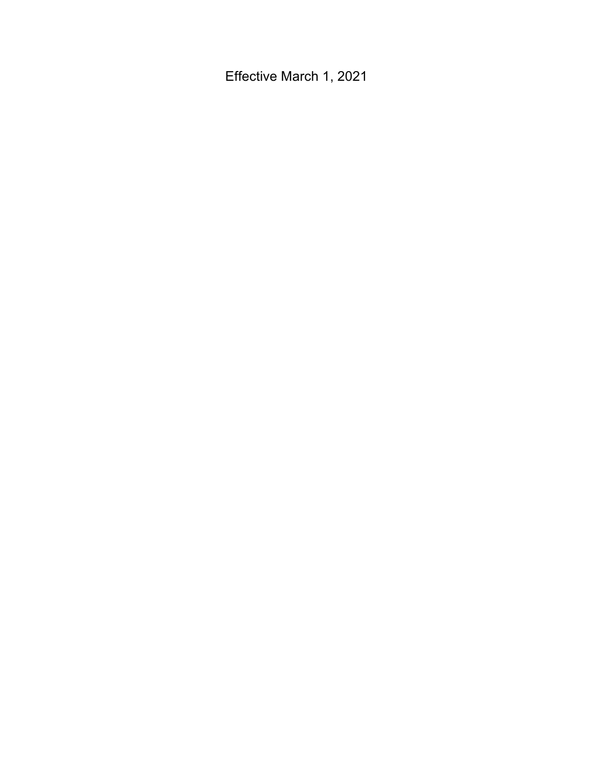Effective March 1, 2021